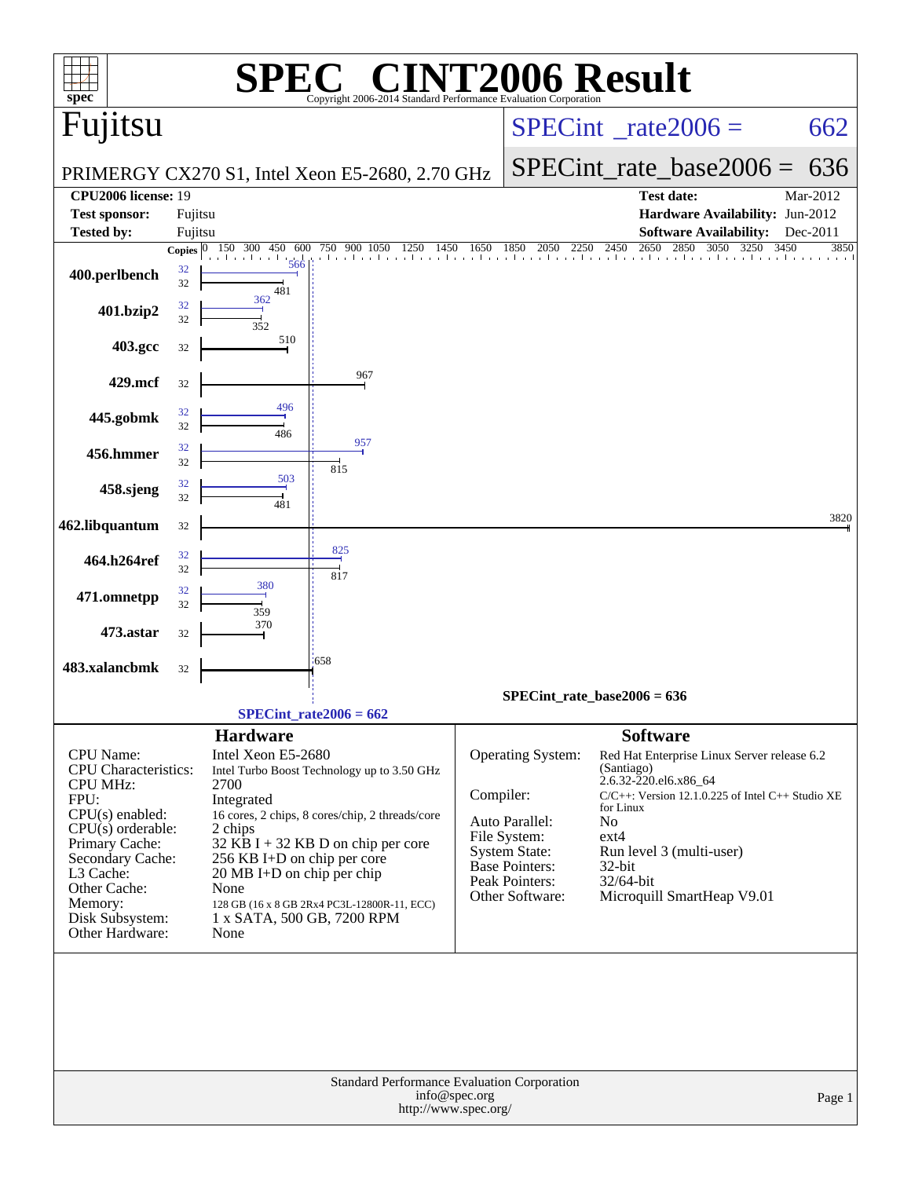# SPEC® CINT2006 Result

Copyright 2006-2014 Standard Performance Evaluation Corporation

## Fujitsu

PRIMERGY CX270 S1, Intel Xeon E5-2680, 2.70 GHz

SPECint_rate2006 = 662

SPECint_rate_base2006 = 636

| | | | |
|---|---|---|---|
| **CPU2006 license:** 19 | | **Test date:** | Mar-2012 |
| **Test sponsor:** | Fujitsu | **Hardware Availability:** | Jun-2012 |
| **Tested by:** | Fujitsu | **Software Availability:** | Dec-2011 |

| Benchmark | Copies (peak) | Peak | Copies (base) | Base |
|---|---|---|---|---|
| 400.perlbench | 32 | 566 | 32 | 481 |
| 401.bzip2 | 32 | 362 | 32 | 352 |
| 403.gcc | | | 32 | 510 |
| 429.mcf | | | 32 | 967 |
| 445.gobmk | 32 | 496 | 32 | 486 |
| 456.hmmer | 32 | 957 | 32 | 815 |
| 458.sjeng | 32 | 503 | 32 | 481 |
| 462.libquantum | | | 32 | 3820 |
| 464.h264ref | 32 | 825 | 32 | 817 |
| 471.omnetpp | 32 | 380 | 32 | 359 |
| 473.astar | | | 32 | 370 |
| 483.xalancbmk | | | 32 | 658 |

SPECint_rate_base2006 = 636

SPECint_rate2006 = 662

### Hardware

| | |
|---|---|
| CPU Name: | Intel Xeon E5-2680 |
| CPU Characteristics: | Intel Turbo Boost Technology up to 3.50 GHz |
| CPU MHz: | 2700 |
| FPU: | Integrated |
| CPU(s) enabled: | 16 cores, 2 chips, 8 cores/chip, 2 threads/core |
| CPU(s) orderable: | 2 chips |
| Primary Cache: | 32 KB I + 32 KB D on chip per core |
| Secondary Cache: | 256 KB I+D on chip per core |
| L3 Cache: | 20 MB I+D on chip per chip |
| Other Cache: | None |
| Memory: | 128 GB (16 x 8 GB 2Rx4 PC3L-12800R-11, ECC) |
| Disk Subsystem: | 1 x SATA, 500 GB, 7200 RPM |
| Other Hardware: | None |

### Software

| | |
|---|---|
| Operating System: | Red Hat Enterprise Linux Server release 6.2 (Santiago) 2.6.32-220.el6.x86_64 |
| Compiler: | C/C++: Version 12.1.0.225 of Intel C++ Studio XE for Linux |
| Auto Parallel: | No |
| File System: | ext4 |
| System State: | Run level 3 (multi-user) |
| Base Pointers: | 32-bit |
| Peak Pointers: | 32/64-bit |
| Other Software: | Microquill SmartHeap V9.01 |

Standard Performance Evaluation Corporation
info@spec.org
http://www.spec.org/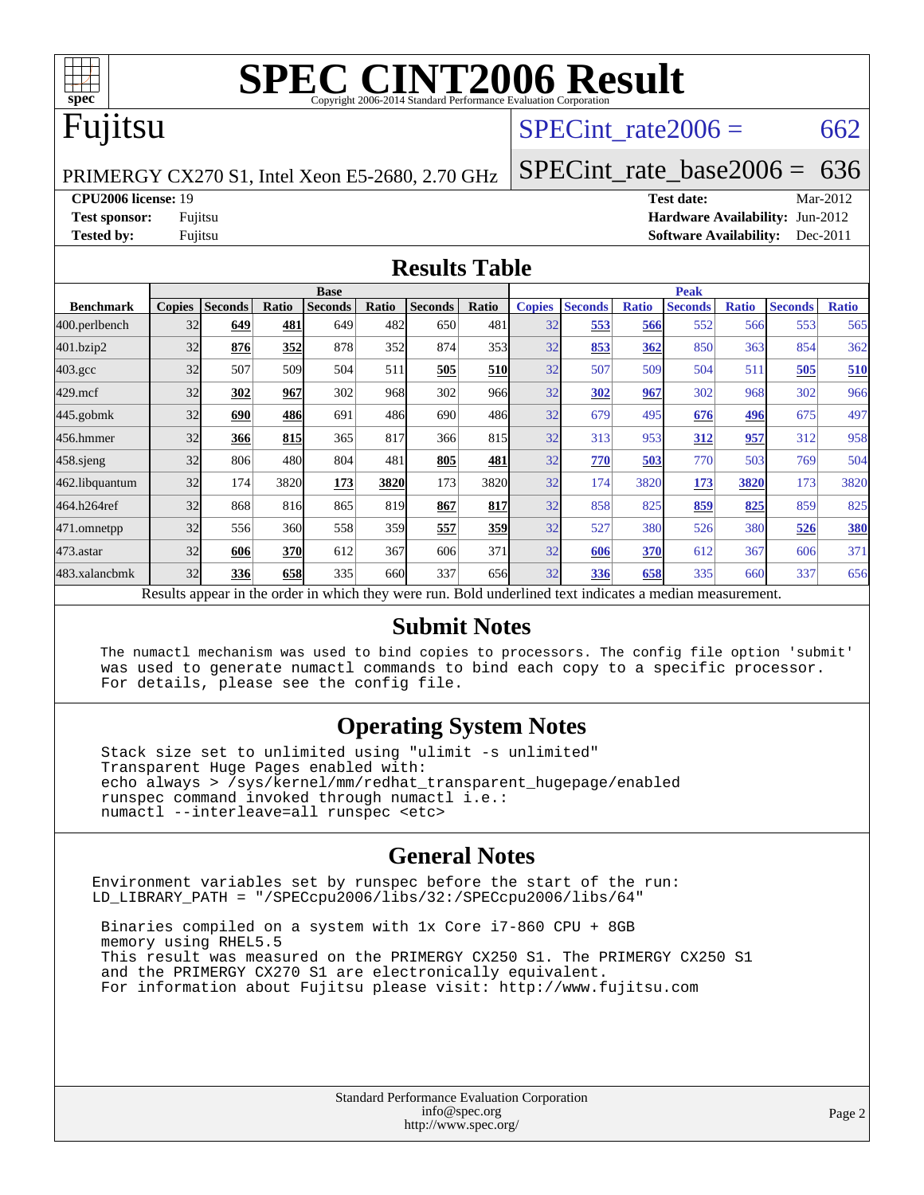# SPEC CINT2006 Result

Copyright 2006-2014 Standard Performance Evaluation Corporation

# Fujitsu

PRIMERGY CX270 S1, Intel Xeon E5-2680, 2.70 GHz

SPECint_rate2006 = 662

SPECint_rate_base2006 = 636

**CPU2006 license:** 19
**Test sponsor:** Fujitsu
**Tested by:** Fujitsu

**Test date:** Mar-2012
**Hardware Availability:** Jun-2012
**Software Availability:** Dec-2011

## Results Table

| | Base | | | | | | | | Peak | | | | | | | |
|---|---|---|---|---|---|---|---|---|---|---|---|---|---|---|---|---|
| **Benchmark** | **Copies** | **Seconds** | **Ratio** | **Seconds** | **Ratio** | **Seconds** | **Ratio** | | **Copies** | **Seconds** | **Ratio** | **Seconds** | **Ratio** | **Seconds** | **Ratio** | |
| 400.perlbench | 32 | **649** | **481** | 649 | 482 | 650 | 481 | | 32 | **553** | **566** | 552 | 566 | 553 | 565 | |
| 401.bzip2 | 32 | **876** | **352** | 878 | 352 | 874 | 353 | | 32 | **853** | **362** | 850 | 363 | 854 | 362 | |
| 403.gcc | 32 | 507 | 509 | 504 | 511 | **505** | **510** | | 32 | 507 | 509 | 504 | 511 | **505** | **510** | |
| 429.mcf | 32 | **302** | **967** | 302 | 968 | 302 | 966 | | 32 | **302** | **967** | 302 | 968 | 302 | 966 | |
| 445.gobmk | 32 | **690** | **486** | 691 | 486 | 690 | 486 | | 32 | 679 | 495 | **676** | **496** | 675 | 497 | |
| 456.hmmer | 32 | **366** | **815** | 365 | 817 | 366 | 815 | | 32 | 313 | 953 | **312** | **957** | 312 | 958 | |
| 458.sjeng | 32 | 806 | 480 | 804 | 481 | **805** | **481** | | 32 | **770** | **503** | 770 | 503 | 769 | 504 | |
| 462.libquantum | 32 | 174 | 3820 | **173** | **3820** | 173 | 3820 | | 32 | 174 | 3820 | **173** | **3820** | 173 | 3820 | |
| 464.h264ref | 32 | 868 | 816 | 865 | 819 | **867** | **817** | | 32 | 858 | 825 | **859** | **825** | 859 | 825 | |
| 471.omnetpp | 32 | 556 | 360 | 558 | 359 | **557** | **359** | | 32 | 527 | 380 | 526 | 380 | **526** | **380** | |
| 473.astar | 32 | **606** | **370** | 612 | 367 | 606 | 371 | | 32 | **606** | **370** | 612 | 367 | 606 | 371 | |
| 483.xalancbmk | 32 | **336** | **658** | 335 | 660 | 337 | 656 | | 32 | **336** | **658** | 335 | 660 | 337 | 656 | |

Results appear in the order in which they were run. Bold underlined text indicates a median measurement.

## Submit Notes

```
The numactl mechanism was used to bind copies to processors. The config file option 'submit'
was used to generate numactl commands to bind each copy to a specific processor.
For details, please see the config file.
```

## Operating System Notes

```
Stack size set to unlimited using "ulimit -s unlimited"
Transparent Huge Pages enabled with:
echo always > /sys/kernel/mm/redhat_transparent_hugepage/enabled
runspec command invoked through numactl i.e.:
numactl --interleave=all runspec <etc>
```

## General Notes

```
Environment variables set by runspec before the start of the run:
LD_LIBRARY_PATH = "/SPECcpu2006/libs/32:/SPECcpu2006/libs/64"

Binaries compiled on a system with 1x Core i7-860 CPU + 8GB
memory using RHEL5.5
This result was measured on the PRIMERGY CX250 S1. The PRIMERGY CX250 S1
and the PRIMERGY CX270 S1 are electronically equivalent.
For information about Fujitsu please visit: http://www.fujitsu.com
```

Standard Performance Evaluation Corporation
info@spec.org
http://www.spec.org/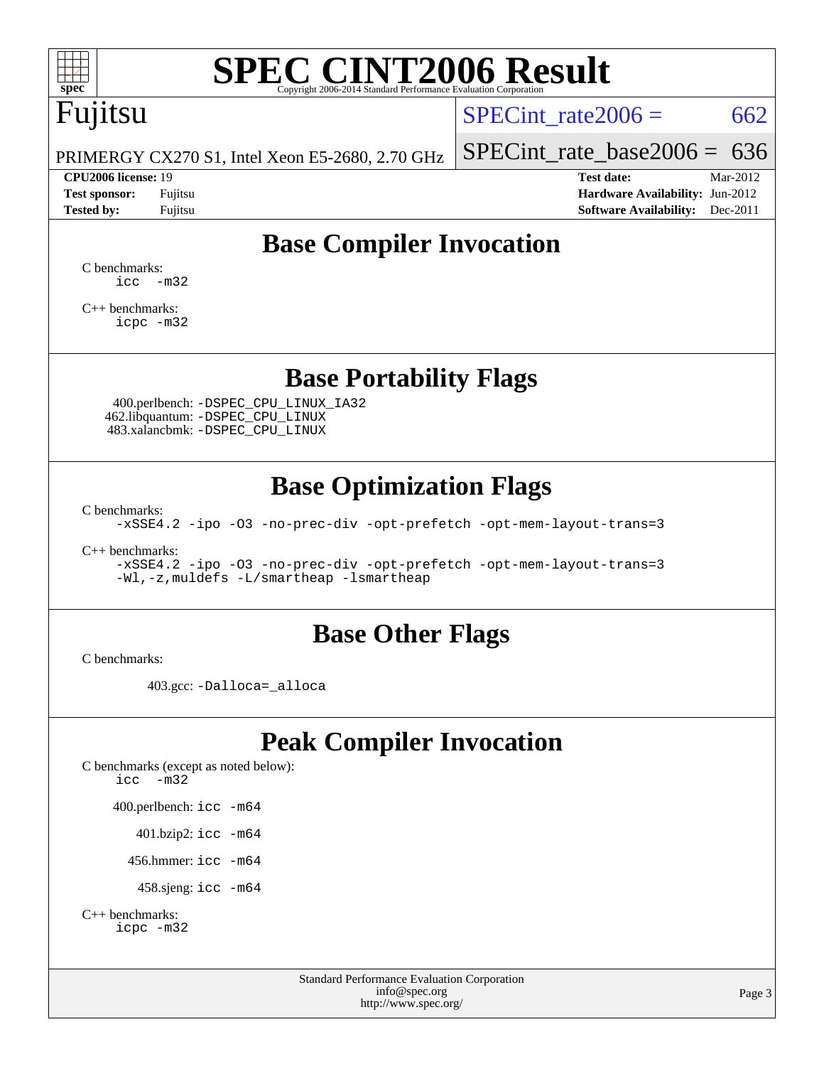# SPEC CINT2006 Result

Copyright 2006-2014 Standard Performance Evaluation Corporation

**Fujitsu**

PRIMERGY CX270 S1, Intel Xeon E5-2680, 2.70 GHz

SPECint_rate2006 = 662

SPECint_rate_base2006 = 636

**CPU2006 license:** 19
**Test sponsor:** Fujitsu
**Tested by:** Fujitsu

**Test date:** Mar-2012
**Hardware Availability:** Jun-2012
**Software Availability:** Dec-2011

## Base Compiler Invocation

C benchmarks:
```
icc  -m32
```

C++ benchmarks:
```
icpc -m32
```

## Base Portability Flags

400.perlbench: `-DSPEC_CPU_LINUX_IA32`
462.libquantum: `-DSPEC_CPU_LINUX`
483.xalancbmk: `-DSPEC_CPU_LINUX`

## Base Optimization Flags

C benchmarks:
```
-xSSE4.2 -ipo -O3 -no-prec-div -opt-prefetch -opt-mem-layout-trans=3
```

C++ benchmarks:
```
-xSSE4.2 -ipo -O3 -no-prec-div -opt-prefetch -opt-mem-layout-trans=3
-Wl,-z,muldefs -L/smartheap -lsmartheap
```

## Base Other Flags

C benchmarks:

403.gcc: `-Dalloca=_alloca`

## Peak Compiler Invocation

C benchmarks (except as noted below):
```
icc  -m32
```

400.perlbench: `icc -m64`

401.bzip2: `icc -m64`

456.hmmer: `icc -m64`

458.sjeng: `icc -m64`

C++ benchmarks:
```
icpc -m32
```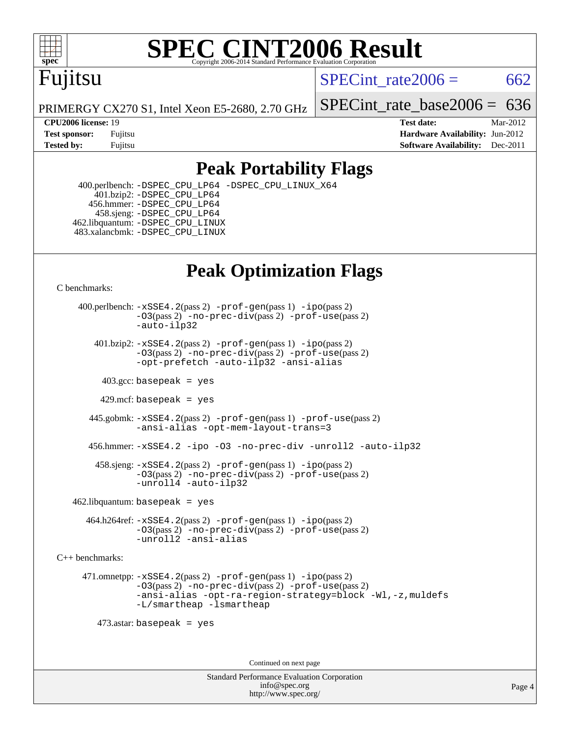# SPEC CINT2006 Result

Copyright 2006-2014 Standard Performance Evaluation Corporation

**Fujitsu**

PRIMERGY CX270 S1, Intel Xeon E5-2680, 2.70 GHz

SPECint_rate2006 = 662

SPECint_rate_base2006 = 636

| | | | |
|---|---|---|---|
| **CPU2006 license:** 19 | | **Test date:** | Mar-2012 |
| **Test sponsor:** | Fujitsu | **Hardware Availability:** | Jun-2012 |
| **Tested by:** | Fujitsu | **Software Availability:** | Dec-2011 |

## Peak Portability Flags

400.perlbench: -DSPEC_CPU_LP64 -DSPEC_CPU_LINUX_X64
401.bzip2: -DSPEC_CPU_LP64
456.hmmer: -DSPEC_CPU_LP64
458.sjeng: -DSPEC_CPU_LP64
462.libquantum: -DSPEC_CPU_LINUX
483.xalancbmk: -DSPEC_CPU_LINUX

## Peak Optimization Flags

C benchmarks:

400.perlbench: -xSSE4.2(pass 2) -prof-gen(pass 1) -ipo(pass 2) -O3(pass 2) -no-prec-div(pass 2) -prof-use(pass 2) -auto-ilp32

401.bzip2: -xSSE4.2(pass 2) -prof-gen(pass 1) -ipo(pass 2) -O3(pass 2) -no-prec-div(pass 2) -prof-use(pass 2) -opt-prefetch -auto-ilp32 -ansi-alias

403.gcc: basepeak = yes

429.mcf: basepeak = yes

445.gobmk: -xSSE4.2(pass 2) -prof-gen(pass 1) -prof-use(pass 2) -ansi-alias -opt-mem-layout-trans=3

456.hmmer: -xSSE4.2 -ipo -O3 -no-prec-div -unroll2 -auto-ilp32

458.sjeng: -xSSE4.2(pass 2) -prof-gen(pass 1) -ipo(pass 2) -O3(pass 2) -no-prec-div(pass 2) -prof-use(pass 2) -unroll4 -auto-ilp32

462.libquantum: basepeak = yes

464.h264ref: -xSSE4.2(pass 2) -prof-gen(pass 1) -ipo(pass 2) -O3(pass 2) -no-prec-div(pass 2) -prof-use(pass 2) -unroll2 -ansi-alias

C++ benchmarks:

471.omnetpp: -xSSE4.2(pass 2) -prof-gen(pass 1) -ipo(pass 2) -O3(pass 2) -no-prec-div(pass 2) -prof-use(pass 2) -ansi-alias -opt-ra-region-strategy=block -Wl,-z,muldefs -L/smartheap -lsmartheap

473.astar: basepeak = yes

Continued on next page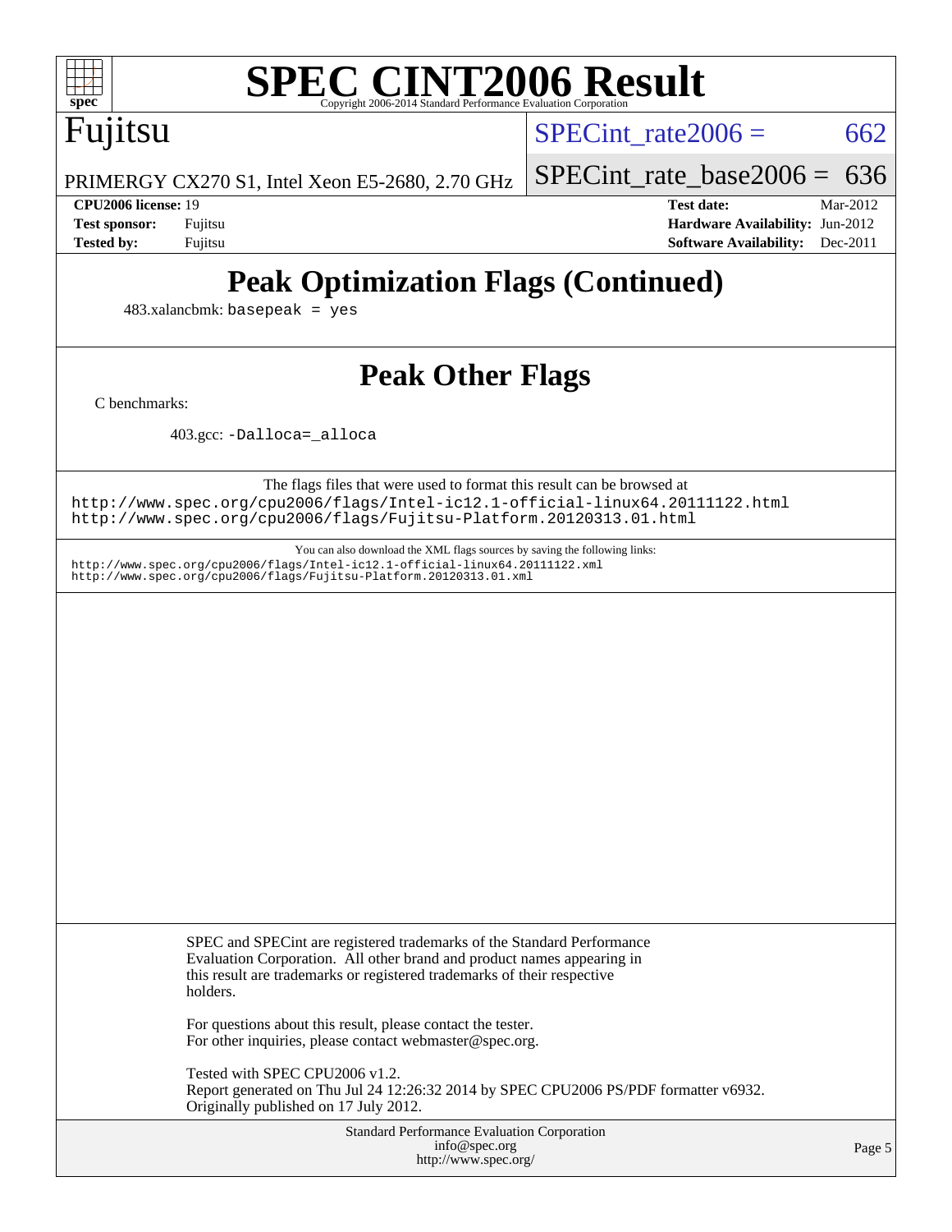# SPEC CINT2006 Result

Copyright 2006-2014 Standard Performance Evaluation Corporation

Fujitsu

PRIMERGY CX270 S1, Intel Xeon E5-2680, 2.70 GHz

SPECint_rate2006 = 662

SPECint_rate_base2006 = 636

**CPU2006 license:** 19
**Test sponsor:** Fujitsu
**Tested by:** Fujitsu

**Test date:** Mar-2012
**Hardware Availability:** Jun-2012
**Software Availability:** Dec-2011

## Peak Optimization Flags (Continued)

483.xalancbmk: basepeak = yes

## Peak Other Flags

C benchmarks:

403.gcc: -Dalloca=_alloca

The flags files that were used to format this result can be browsed at
http://www.spec.org/cpu2006/flags/Intel-ic12.1-official-linux64.20111122.html
http://www.spec.org/cpu2006/flags/Fujitsu-Platform.20120313.01.html

You can also download the XML flags sources by saving the following links:
http://www.spec.org/cpu2006/flags/Intel-ic12.1-official-linux64.20111122.xml
http://www.spec.org/cpu2006/flags/Fujitsu-Platform.20120313.01.xml

SPEC and SPECint are registered trademarks of the Standard Performance Evaluation Corporation. All other brand and product names appearing in this result are trademarks or registered trademarks of their respective holders.

For questions about this result, please contact the tester.
For other inquiries, please contact webmaster@spec.org.

Tested with SPEC CPU2006 v1.2.
Report generated on Thu Jul 24 12:26:32 2014 by SPEC CPU2006 PS/PDF formatter v6932.
Originally published on 17 July 2012.

Standard Performance Evaluation Corporation
info@spec.org
http://www.spec.org/